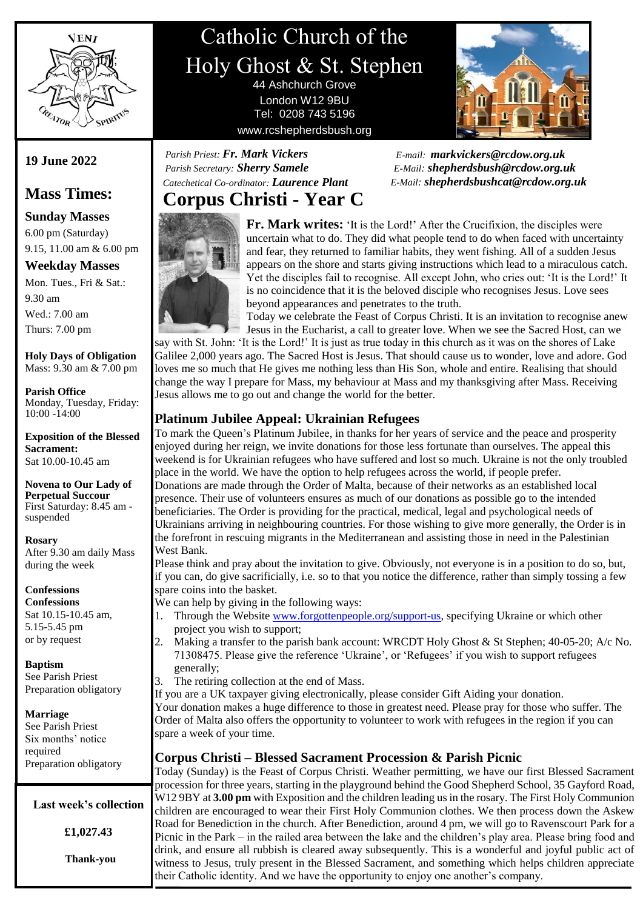# Catholic Church of the Holy Ghost & St. Stephen

44 Ashchurch Grove
London W12 9BU
Tel: 0208 743 5196
www.rcshepherdsbush.org

*Parish Priest:* ***Fr. Mark Vickers*** *E-mail:* ***markvickers@rcdow.org.uk***
*Parish Secretary:* ***Sherry Samele*** *E-Mail:* ***shepherdsbush@rcdow.org.uk***
*Catechetical Co-ordinator:* ***Laurence Plant*** *E-Mail:* ***shepherdsbushcat@rcdow.org.uk***

**19 June 2022**

## Mass Times:

### Sunday Masses

6.00 pm (Saturday)
9.15, 11.00 am & 6.00 pm

### Weekday Masses

Mon. Tues., Fri & Sat.:
9.30 am
Wed.: 7.00 am
Thurs: 7.00 pm

**Holy Days of Obligation**
Mass: 9.30 am & 7.00 pm

**Parish Office**
Monday, Tuesday, Friday:
10:00 -14:00

**Exposition of the Blessed Sacrament:**
Sat 10.00-10.45 am

**Novena to Our Lady of Perpetual Succour**
First Saturday: 8.45 am - suspended

**Rosary**
After 9.30 am daily Mass during the week

**Confessions**
**Confessions**
Sat 10.15-10.45 am,
5.15-5.45 pm
or by request

**Baptism**
See Parish Priest
Preparation obligatory

**Marriage**
See Parish Priest
Six months' notice required
Preparation obligatory

**Last week's collection**

**£1,027.43**

**Thank-you**

# Corpus Christi - Year C

**Fr. Mark writes:** 'It is the Lord!' After the Crucifixion, the disciples were uncertain what to do. They did what people tend to do when faced with uncertainty and fear, they returned to familiar habits, they went fishing. All of a sudden Jesus appears on the shore and starts giving instructions which lead to a miraculous catch. Yet the disciples fail to recognise. All except John, who cries out: 'It is the Lord!' It is no coincidence that it is the beloved disciple who recognises Jesus. Love sees beyond appearances and penetrates to the truth.
Today we celebrate the Feast of Corpus Christi. It is an invitation to recognise anew Jesus in the Eucharist, a call to greater love. When we see the Sacred Host, can we say with St. John: 'It is the Lord!' It is just as true today in this church as it was on the shores of Lake Galilee 2,000 years ago. The Sacred Host is Jesus. That should cause us to wonder, love and adore. God loves me so much that He gives me nothing less than His Son, whole and entire. Realising that should change the way I prepare for Mass, my behaviour at Mass and my thanksgiving after Mass. Receiving Jesus allows me to go out and change the world for the better.

## Platinum Jubilee Appeal: Ukrainian Refugees

To mark the Queen's Platinum Jubilee, in thanks for her years of service and the peace and prosperity enjoyed during her reign, we invite donations for those less fortunate than ourselves. The appeal this weekend is for Ukrainian refugees who have suffered and lost so much. Ukraine is not the only troubled place in the world. We have the option to help refugees across the world, if people prefer.
Donations are made through the Order of Malta, because of their networks as an established local presence. Their use of volunteers ensures as much of our donations as possible go to the intended beneficiaries. The Order is providing for the practical, medical, legal and psychological needs of Ukrainians arriving in neighbouring countries. For those wishing to give more generally, the Order is in the forefront in rescuing migrants in the Mediterranean and assisting those in need in the Palestinian West Bank.
Please think and pray about the invitation to give. Obviously, not everyone is in a position to do so, but, if you can, do give sacrificially, i.e. so to that you notice the difference, rather than simply tossing a few spare coins into the basket.
We can help by giving in the following ways:

1. Through the Website www.forgottenpeople.org/support-us, specifying Ukraine or which other project you wish to support;
2. Making a transfer to the parish bank account: WRCDT Holy Ghost & St Stephen; 40-05-20; A/c No. 71308475. Please give the reference 'Ukraine', or 'Refugees' if you wish to support refugees generally;
3. The retiring collection at the end of Mass.

If you are a UK taxpayer giving electronically, please consider Gift Aiding your donation.
Your donation makes a huge difference to those in greatest need. Please pray for those who suffer. The Order of Malta also offers the opportunity to volunteer to work with refugees in the region if you can spare a week of your time.

## Corpus Christi – Blessed Sacrament Procession & Parish Picnic

Today (Sunday) is the Feast of Corpus Christi. Weather permitting, we have our first Blessed Sacrament procession for three years, starting in the playground behind the Good Shepherd School, 35 Gayford Road, W12 9BY at **3.00 pm** with Exposition and the children leading us in the rosary. The First Holy Communion children are encouraged to wear their First Holy Communion clothes. We then process down the Askew Road for Benediction in the church. After Benediction, around 4 pm, we will go to Ravenscourt Park for a Picnic in the Park – in the railed area between the lake and the children's play area. Please bring food and drink, and ensure all rubbish is cleared away subsequently. This is a wonderful and joyful public act of witness to Jesus, truly present in the Blessed Sacrament, and something which helps children appreciate their Catholic identity. And we have the opportunity to enjoy one another's company.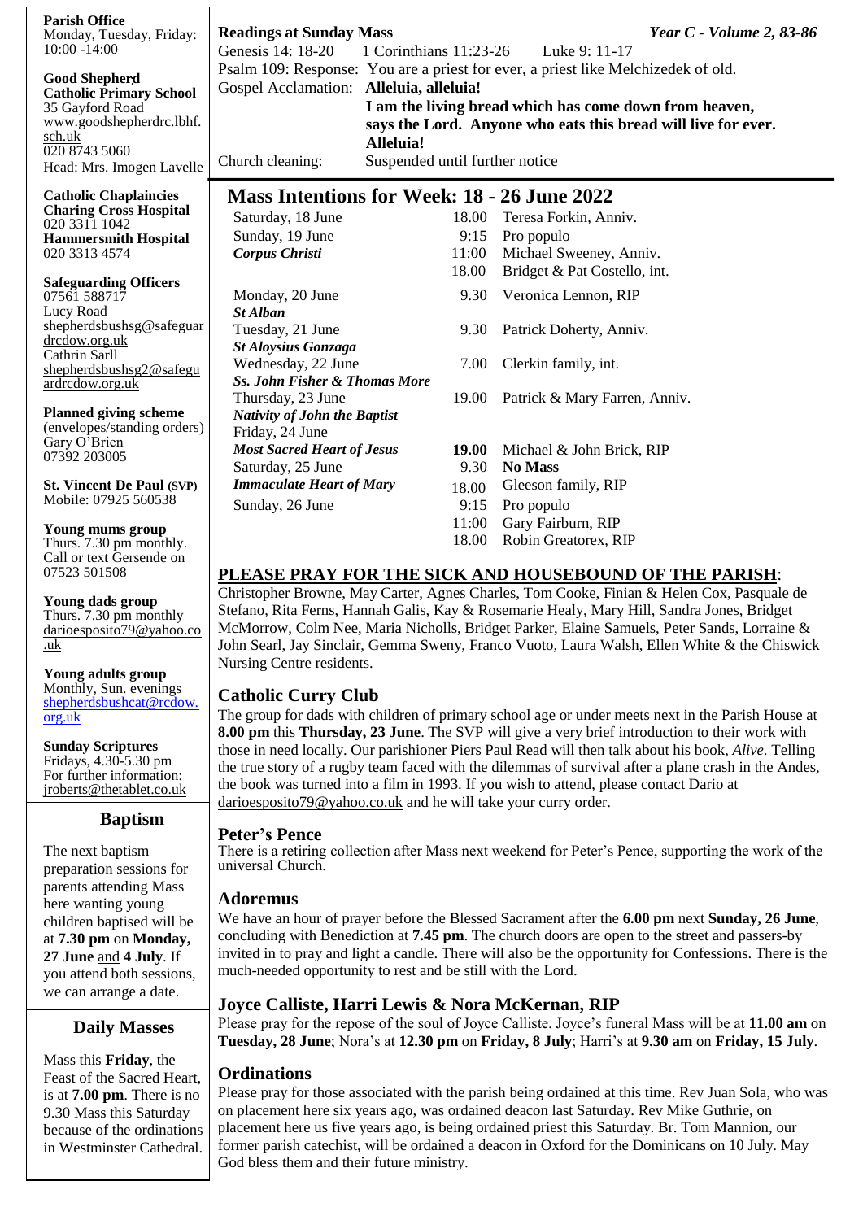**Parish Office**
Monday, Tuesday, Friday: 10:00 -14:00

**Good Shepherd Catholic Primary School**
35 Gayford Road
www.goodshepherdrc.lbhf.sch.uk
020 8743 5060
Head: Mrs. Imogen Lavelle

**Catholic Chaplaincies**
**Charing Cross Hospital**
020 3311 1042
**Hammersmith Hospital**
020 3313 4574

**Safeguarding Officers**
07561 588717
Lucy Road
shepherdsbushsg@safeguardrcdow.org.uk
Cathrin Sarll
shepherdsbushsg2@safeguardrcdow.org.uk

**Planned giving scheme**
(envelopes/standing orders)
Gary O'Brien
07392 203005

**St. Vincent De Paul (SVP)**
Mobile: 07925 560538

**Young mums group**
Thurs. 7.30 pm monthly.
Call or text Gersende on 07523 501508

**Young dads group**
Thurs. 7.30 pm monthly
darioesposito79@yahoo.co.uk

**Young adults group**
Monthly, Sun. evenings
shepherdsbushcat@rcdow.org.uk

**Sunday Scriptures**
Fridays, 4.30-5.30 pm
For further information:
jroberts@thetablet.co.uk

## Baptism

The next baptism preparation sessions for parents attending Mass here wanting young children baptised will be at **7.30 pm** on **Monday, 27 June** and **4 July**. If you attend both sessions, we can arrange a date.

## Daily Masses

Mass this **Friday**, the Feast of the Sacred Heart, is at **7.00 pm**. There is no 9.30 Mass this Saturday because of the ordinations in Westminster Cathedral.

**Readings at Sunday Mass** *Year C - Volume 2, 83-86*

| | |
|---|---|
| Genesis 14: 18-20 | 1 Corinthians 11:23-26 Luke 9: 11-17 |
| Psalm 109: Response: | You are a priest for ever, a priest like Melchizedek of old. |
| Gospel Acclamation: | **Alleluia, alleluia! I am the living bread which has come down from heaven, says the Lord. Anyone who eats this bread will live for ever. Alleluia!** |
| Church cleaning: | Suspended until further notice |

## Mass Intentions for Week: 18 - 26 June 2022

| | | |
|---|---|---|
| Saturday, 18 June | 18.00 | Teresa Forkin, Anniv. |
| Sunday, 19 June | 9:15 | Pro populo |
| *Corpus Christi* | 11:00 | Michael Sweeney, Anniv. |
| | 18.00 | Bridget & Pat Costello, int. |
| Monday, 20 June *St Alban* | 9.30 | Veronica Lennon, RIP |
| Tuesday, 21 June *St Aloysius Gonzaga* | 9.30 | Patrick Doherty, Anniv. |
| Wednesday, 22 June *Ss. John Fisher & Thomas More* | 7.00 | Clerkin family, int. |
| Thursday, 23 June *Nativity of John the Baptist* | 19.00 | Patrick & Mary Farren, Anniv. |
| Friday, 24 June *Most Sacred Heart of Jesus* | **19.00** | Michael & John Brick, RIP |
| Saturday, 25 June | 9.30 | **No Mass** |
| *Immaculate Heart of Mary* | 18.00 | Gleeson family, RIP |
| Sunday, 26 June | 9:15 | Pro populo |
| | 11:00 | Gary Fairburn, RIP |
| | 18.00 | Robin Greatorex, RIP |

## PLEASE PRAY FOR THE SICK AND HOUSEBOUND OF THE PARISH:

Christopher Browne, May Carter, Agnes Charles, Tom Cooke, Finian & Helen Cox, Pasquale de Stefano, Rita Ferns, Hannah Galis, Kay & Rosemarie Healy, Mary Hill, Sandra Jones, Bridget McMorrow, Colm Nee, Maria Nicholls, Bridget Parker, Elaine Samuels, Peter Sands, Lorraine & John Searl, Jay Sinclair, Gemma Sweny, Franco Vuoto, Laura Walsh, Ellen White & the Chiswick Nursing Centre residents.

## Catholic Curry Club

The group for dads with children of primary school age or under meets next in the Parish House at **8.00 pm** this **Thursday, 23 June**. The SVP will give a very brief introduction to their work with those in need locally. Our parishioner Piers Paul Read will then talk about his book, *Alive*. Telling the true story of a rugby team faced with the dilemmas of survival after a plane crash in the Andes, the book was turned into a film in 1993. If you wish to attend, please contact Dario at darioesposito79@yahoo.co.uk and he will take your curry order.

## Peter's Pence

There is a retiring collection after Mass next weekend for Peter's Pence, supporting the work of the universal Church.

## Adoremus

We have an hour of prayer before the Blessed Sacrament after the **6.00 pm** next **Sunday, 26 June**, concluding with Benediction at **7.45 pm**. The church doors are open to the street and passers-by invited in to pray and light a candle. There will also be the opportunity for Confessions. There is the much-needed opportunity to rest and be still with the Lord.

## Joyce Calliste, Harri Lewis & Nora McKernan, RIP

Please pray for the repose of the soul of Joyce Calliste. Joyce's funeral Mass will be at **11.00 am** on **Tuesday, 28 June**; Nora's at **12.30 pm** on **Friday, 8 July**; Harri's at **9.30 am** on **Friday, 15 July**.

## Ordinations

Please pray for those associated with the parish being ordained at this time. Rev Juan Sola, who was on placement here six years ago, was ordained deacon last Saturday. Rev Mike Guthrie, on placement here us five years ago, is being ordained priest this Saturday. Br. Tom Mannion, our former parish catechist, will be ordained a deacon in Oxford for the Dominicans on 10 July. May God bless them and their future ministry.